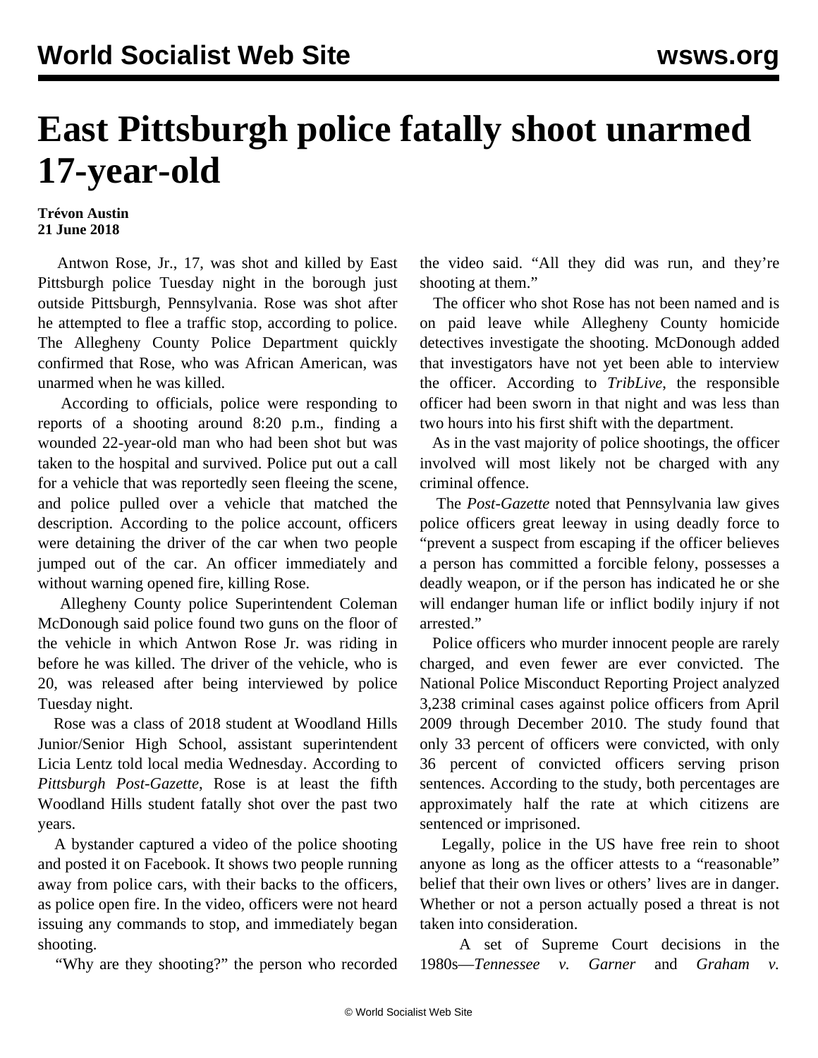# East Pittsburgh police fatally shoot unarmed 17-year-old

**Trévon Austin**
**21 June 2018**

Antwon Rose, Jr., 17, was shot and killed by East Pittsburgh police Tuesday night in the borough just outside Pittsburgh, Pennsylvania. Rose was shot after he attempted to flee a traffic stop, according to police. The Allegheny County Police Department quickly confirmed that Rose, who was African American, was unarmed when he was killed.

According to officials, police were responding to reports of a shooting around 8:20 p.m., finding a wounded 22-year-old man who had been shot but was taken to the hospital and survived. Police put out a call for a vehicle that was reportedly seen fleeing the scene, and police pulled over a vehicle that matched the description. According to the police account, officers were detaining the driver of the car when two people jumped out of the car. An officer immediately and without warning opened fire, killing Rose.

Allegheny County police Superintendent Coleman McDonough said police found two guns on the floor of the vehicle in which Antwon Rose Jr. was riding in before he was killed. The driver of the vehicle, who is 20, was released after being interviewed by police Tuesday night.

Rose was a class of 2018 student at Woodland Hills Junior/Senior High School, assistant superintendent Licia Lentz told local media Wednesday. According to *Pittsburgh Post-Gazette*, Rose is at least the fifth Woodland Hills student fatally shot over the past two years.

A bystander captured a video of the police shooting and posted it on Facebook. It shows two people running away from police cars, with their backs to the officers, as police open fire. In the video, officers were not heard issuing any commands to stop, and immediately began shooting.

"Why are they shooting?" the person who recorded the video said. "All they did was run, and they're shooting at them."

The officer who shot Rose has not been named and is on paid leave while Allegheny County homicide detectives investigate the shooting. McDonough added that investigators have not yet been able to interview the officer. According to *TribLive*, the responsible officer had been sworn in that night and was less than two hours into his first shift with the department.

As in the vast majority of police shootings, the officer involved will most likely not be charged with any criminal offence.

The *Post-Gazette* noted that Pennsylvania law gives police officers great leeway in using deadly force to "prevent a suspect from escaping if the officer believes a person has committed a forcible felony, possesses a deadly weapon, or if the person has indicated he or she will endanger human life or inflict bodily injury if not arrested."

Police officers who murder innocent people are rarely charged, and even fewer are ever convicted. The National Police Misconduct Reporting Project analyzed 3,238 criminal cases against police officers from April 2009 through December 2010. The study found that only 33 percent of officers were convicted, with only 36 percent of convicted officers serving prison sentences. According to the study, both percentages are approximately half the rate at which citizens are sentenced or imprisoned.

Legally, police in the US have free rein to shoot anyone as long as the officer attests to a "reasonable" belief that their own lives or others' lives are in danger. Whether or not a person actually posed a threat is not taken into consideration.

A set of Supreme Court decisions in the 1980s—*Tennessee v. Garner* and *Graham v.*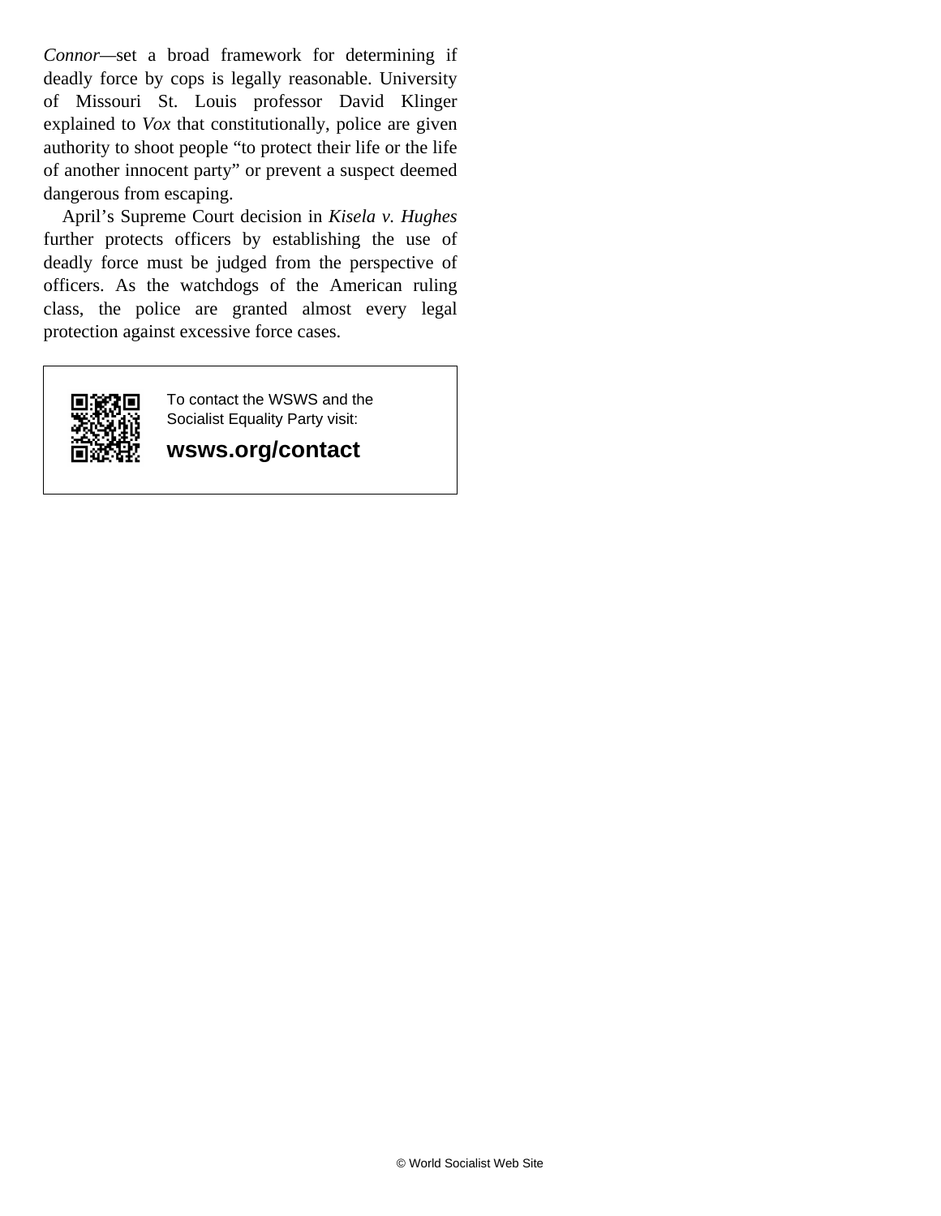*Connor*—set a broad framework for determining if deadly force by cops is legally reasonable. University of Missouri St. Louis professor David Klinger explained to *Vox* that constitutionally, police are given authority to shoot people "to protect their life or the life of another innocent party" or prevent a suspect deemed dangerous from escaping.

April's Supreme Court decision in *Kisela v. Hughes* further protects officers by establishing the use of deadly force must be judged from the perspective of officers. As the watchdogs of the American ruling class, the police are granted almost every legal protection against excessive force cases.

To contact the WSWS and the Socialist Equality Party visit:

**wsws.org/contact**